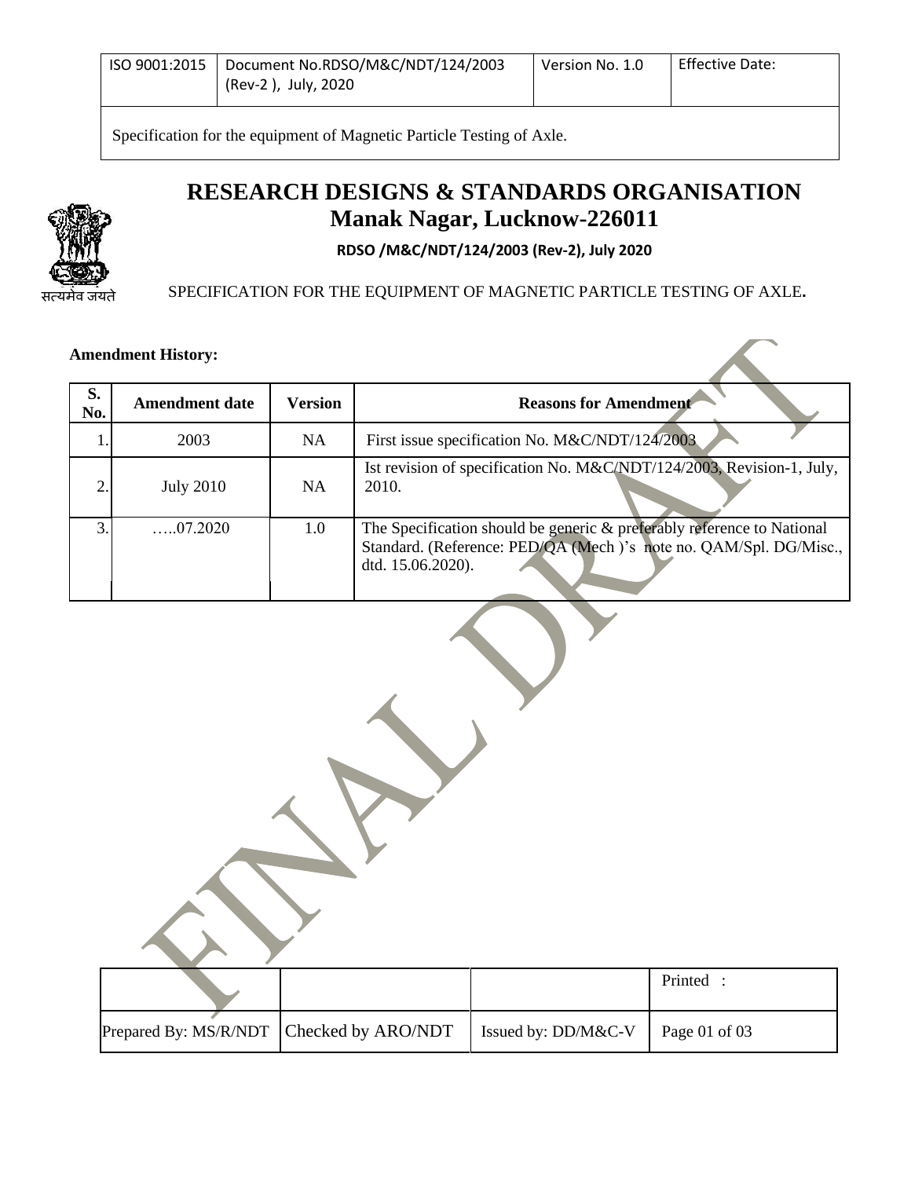| ISO 9001:2015 | Document No.RDSO/M&C/NDT/124/2003 (Rev-2 ), July, 2020 | Version No. 1.0 | Effective Date: |
|---|---|---|---|

Specification for the equipment of Magnetic Particle Testing of Axle.

# RESEARCH DESIGNS & STANDARDS ORGANISATION
## Manak Nagar, Lucknow-226011

**RDSO /M&C/NDT/124/2003 (Rev-2), July 2020**

सत्यमेव जयते

SPECIFICATION FOR THE EQUIPMENT OF MAGNETIC PARTICLE TESTING OF AXLE.

**Amendment History:**

| S. No. | Amendment date | Version | Reasons for Amendment |
|---|---|---|---|
| 1. | 2003 | NA | First issue specification No. M&C/NDT/124/2003 |
| 2. | July 2010 | NA | Ist revision of specification No. M&C/NDT/124/2003, Revision-1, July, 2010. |
| 3. | …..07.2020 | 1.0 | The Specification should be generic & preferably reference to National Standard. (Reference: PED/QA (Mech )'s note no. QAM/Spl. DG/Misc., dtd. 15.06.2020). |

FINAL DRAFT

| | | | Printed : |
|---|---|---|---|
| Prepared By: MS/R/NDT | Checked by ARO/NDT | Issued by: DD/M&C-V | |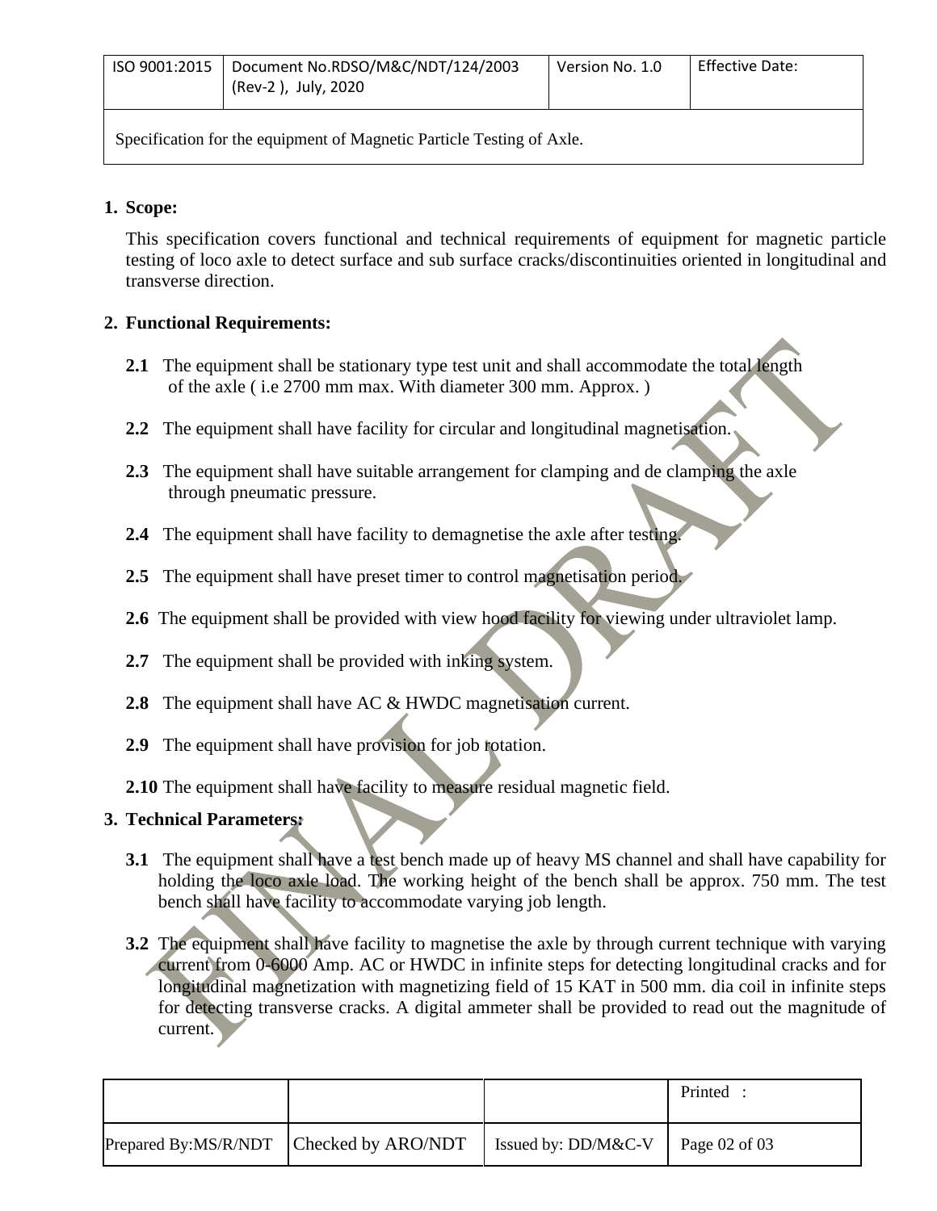## 1. Scope:

This specification covers functional and technical requirements of equipment for magnetic particle testing of loco axle to detect surface and sub surface cracks/discontinuities oriented in longitudinal and transverse direction.

## 2. Functional Requirements:

**2.1** The equipment shall be stationary type test unit and shall accommodate the total length of the axle ( i.e 2700 mm max. With diameter 300 mm. Approx. )

**2.2** The equipment shall have facility for circular and longitudinal magnetisation.

**2.3** The equipment shall have suitable arrangement for clamping and de clamping the axle through pneumatic pressure.

**2.4** The equipment shall have facility to demagnetise the axle after testing.

**2.5** The equipment shall have preset timer to control magnetisation period.

**2.6** The equipment shall be provided with view hood facility for viewing under ultraviolet lamp.

**2.7** The equipment shall be provided with inking system.

**2.8** The equipment shall have AC & HWDC magnetisation current.

**2.9** The equipment shall have provision for job rotation.

**2.10** The equipment shall have facility to measure residual magnetic field.

## 3. Technical Parameters:

**3.1** The equipment shall have a test bench made up of heavy MS channel and shall have capability for holding the loco axle load. The working height of the bench shall be approx. 750 mm. The test bench shall have facility to accommodate varying job length.

**3.2** The equipment shall have facility to magnetise the axle by through current technique with varying current from 0-6000 Amp. AC or HWDC in infinite steps for detecting longitudinal cracks and for longitudinal magnetization with magnetizing field of 15 KAT in 500 mm. dia coil in infinite steps for detecting transverse cracks. A digital ammeter shall be provided to read out the magnitude of current.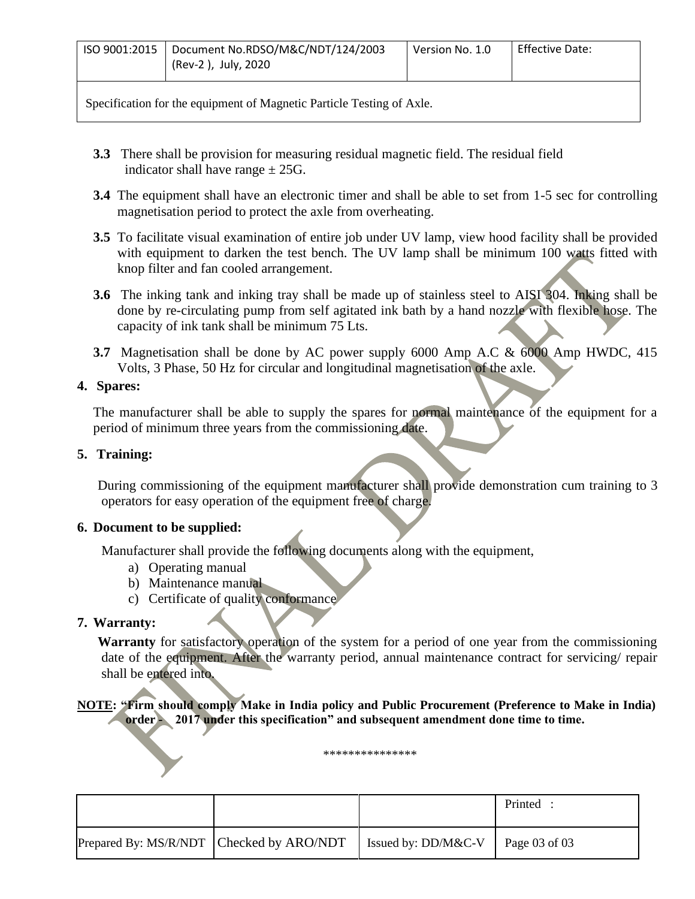**3.3** There shall be provision for measuring residual magnetic field. The residual field indicator shall have range ± 25G.

**3.4** The equipment shall have an electronic timer and shall be able to set from 1-5 sec for controlling magnetisation period to protect the axle from overheating.

**3.5** To facilitate visual examination of entire job under UV lamp, view hood facility shall be provided with equipment to darken the test bench. The UV lamp shall be minimum 100 watts fitted with knop filter and fan cooled arrangement.

**3.6** The inking tank and inking tray shall be made up of stainless steel to AISI 304. Inking shall be done by re-circulating pump from self agitated ink bath by a hand nozzle with flexible hose. The capacity of ink tank shall be minimum 75 Lts.

**3.7** Magnetisation shall be done by AC power supply 6000 Amp A.C & 6000 Amp HWDC, 415 Volts, 3 Phase, 50 Hz for circular and longitudinal magnetisation of the axle.

## 4. Spares:

The manufacturer shall be able to supply the spares for normal maintenance of the equipment for a period of minimum three years from the commissioning date.

## 5. Training:

During commissioning of the equipment manufacturer shall provide demonstration cum training to 3 operators for easy operation of the equipment free of charge.

## 6. Document to be supplied:

Manufacturer shall provide the following documents along with the equipment,

a) Operating manual
b) Maintenance manual
c) Certificate of quality conformance

## 7. Warranty:

**Warranty** for satisfactory operation of the system for a period of one year from the commissioning date of the equipment. After the warranty period, annual maintenance contract for servicing/ repair shall be entered into.

**NOTE: "Firm should comply Make in India policy and Public Procurement (Preference to Make in India) order - 2017 under this specification" and subsequent amendment done time to time.**

***************

| | | | |
|---|---|---|---|
| | | | Printed : |
| Prepared By: MS/R/NDT | Checked by ARO/NDT | Issued by: DD/M&C-V | Page 03 of 03 |